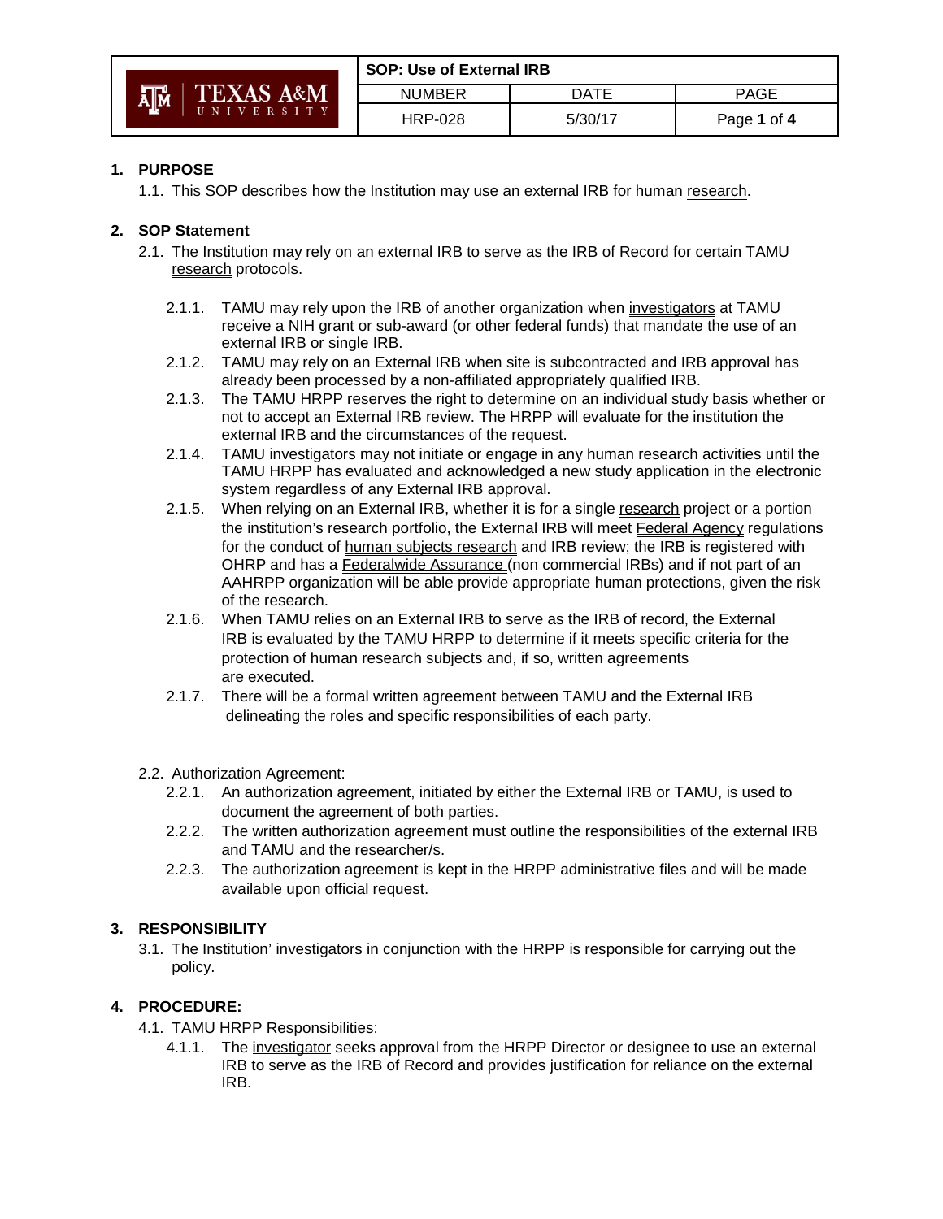| SOP: Use of External IRB | | |
|---|---|---|
| NUMBER | DATE | PAGE |
| HRP-028 | 5/30/17 | Page 1 of 4 |

## 1. PURPOSE

1.1. This SOP describes how the Institution may use an external IRB for human research.

## 2. SOP Statement

2.1. The Institution may rely on an external IRB to serve as the IRB of Record for certain TAMU research protocols.

- 2.1.1. TAMU may rely upon the IRB of another organization when investigators at TAMU receive a NIH grant or sub-award (or other federal funds) that mandate the use of an external IRB or single IRB.
- 2.1.2. TAMU may rely on an External IRB when site is subcontracted and IRB approval has already been processed by a non-affiliated appropriately qualified IRB.
- 2.1.3. The TAMU HRPP reserves the right to determine on an individual study basis whether or not to accept an External IRB review. The HRPP will evaluate for the institution the external IRB and the circumstances of the request.
- 2.1.4. TAMU investigators may not initiate or engage in any human research activities until the TAMU HRPP has evaluated and acknowledged a new study application in the electronic system regardless of any External IRB approval.
- 2.1.5. When relying on an External IRB, whether it is for a single research project or a portion the institution's research portfolio, the External IRB will meet Federal Agency regulations for the conduct of human subjects research and IRB review; the IRB is registered with OHRP and has a Federalwide Assurance (non commercial IRBs) and if not part of an AAHRPP organization will be able provide appropriate human protections, given the risk of the research.
- 2.1.6. When TAMU relies on an External IRB to serve as the IRB of record, the External IRB is evaluated by the TAMU HRPP to determine if it meets specific criteria for the protection of human research subjects and, if so, written agreements are executed.
- 2.1.7. There will be a formal written agreement between TAMU and the External IRB delineating the roles and specific responsibilities of each party.

2.2. Authorization Agreement:

- 2.2.1. An authorization agreement, initiated by either the External IRB or TAMU, is used to document the agreement of both parties.
- 2.2.2. The written authorization agreement must outline the responsibilities of the external IRB and TAMU and the researcher/s.
- 2.2.3. The authorization agreement is kept in the HRPP administrative files and will be made available upon official request.

## 3. RESPONSIBILITY

3.1. The Institution' investigators in conjunction with the HRPP is responsible for carrying out the policy.

## 4. PROCEDURE:

4.1. TAMU HRPP Responsibilities:

- 4.1.1. The investigator seeks approval from the HRPP Director or designee to use an external IRB to serve as the IRB of Record and provides justification for reliance on the external IRB.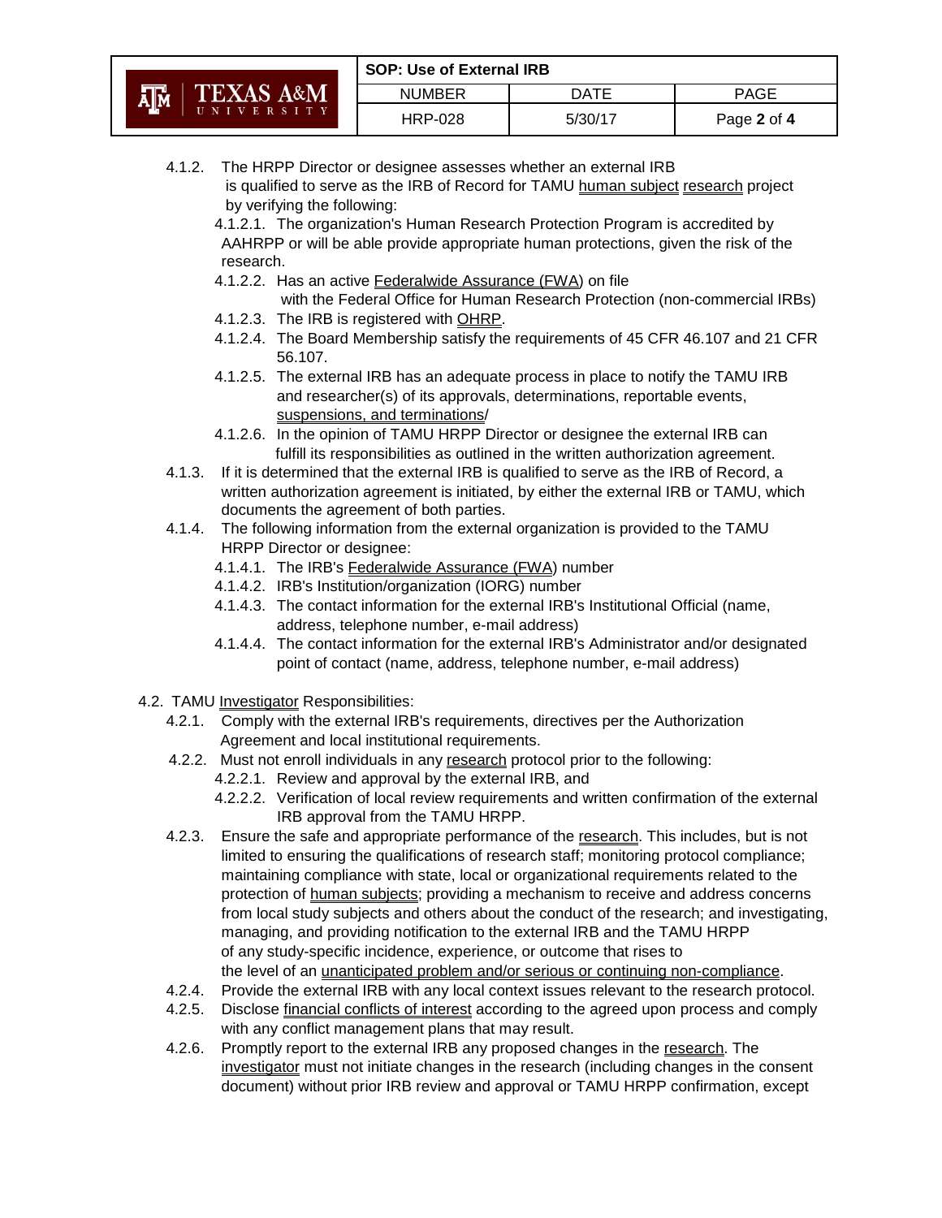4.1.2. The HRPP Director or designee assesses whether an external IRB is qualified to serve as the IRB of Record for TAMU human subject research project by verifying the following:

- 4.1.2.1. The organization's Human Research Protection Program is accredited by AAHRPP or will be able provide appropriate human protections, given the risk of the research.
- 4.1.2.2. Has an active Federalwide Assurance (FWA) on file with the Federal Office for Human Research Protection (non-commercial IRBs)
- 4.1.2.3. The IRB is registered with OHRP.
- 4.1.2.4. The Board Membership satisfy the requirements of 45 CFR 46.107 and 21 CFR 56.107.
- 4.1.2.5. The external IRB has an adequate process in place to notify the TAMU IRB and researcher(s) of its approvals, determinations, reportable events, suspensions, and terminations/
- 4.1.2.6. In the opinion of TAMU HRPP Director or designee the external IRB can fulfill its responsibilities as outlined in the written authorization agreement.

4.1.3. If it is determined that the external IRB is qualified to serve as the IRB of Record, a written authorization agreement is initiated, by either the external IRB or TAMU, which documents the agreement of both parties.

4.1.4. The following information from the external organization is provided to the TAMU HRPP Director or designee:

- 4.1.4.1. The IRB's Federalwide Assurance (FWA) number
- 4.1.4.2. IRB's Institution/organization (IORG) number
- 4.1.4.3. The contact information for the external IRB's Institutional Official (name, address, telephone number, e-mail address)
- 4.1.4.4. The contact information for the external IRB's Administrator and/or designated point of contact (name, address, telephone number, e-mail address)

4.2. TAMU Investigator Responsibilities:

4.2.1. Comply with the external IRB's requirements, directives per the Authorization Agreement and local institutional requirements.

4.2.2. Must not enroll individuals in any research protocol prior to the following:

- 4.2.2.1. Review and approval by the external IRB, and
- 4.2.2.2. Verification of local review requirements and written confirmation of the external IRB approval from the TAMU HRPP.

4.2.3. Ensure the safe and appropriate performance of the research. This includes, but is not limited to ensuring the qualifications of research staff; monitoring protocol compliance; maintaining compliance with state, local or organizational requirements related to the protection of human subjects; providing a mechanism to receive and address concerns from local study subjects and others about the conduct of the research; and investigating, managing, and providing notification to the external IRB and the TAMU HRPP of any study-specific incidence, experience, or outcome that rises to the level of an unanticipated problem and/or serious or continuing non-compliance.

4.2.4. Provide the external IRB with any local context issues relevant to the research protocol.

4.2.5. Disclose financial conflicts of interest according to the agreed upon process and comply with any conflict management plans that may result.

4.2.6. Promptly report to the external IRB any proposed changes in the research. The investigator must not initiate changes in the research (including changes in the consent document) without prior IRB review and approval or TAMU HRPP confirmation, except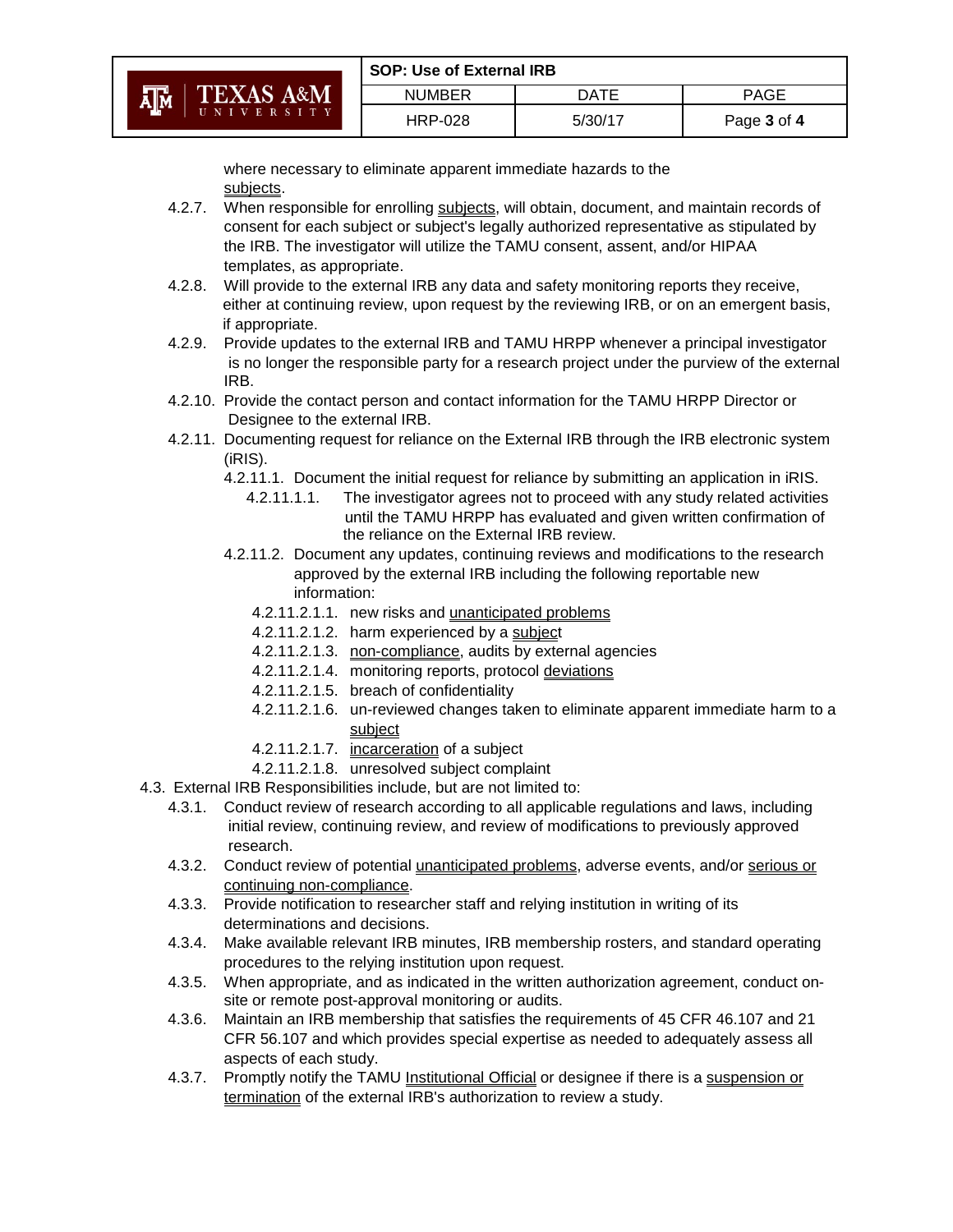where necessary to eliminate apparent immediate hazards to the subjects.

- 4.2.7. When responsible for enrolling subjects, will obtain, document, and maintain records of consent for each subject or subject's legally authorized representative as stipulated by the IRB. The investigator will utilize the TAMU consent, assent, and/or HIPAA templates, as appropriate.
- 4.2.8. Will provide to the external IRB any data and safety monitoring reports they receive, either at continuing review, upon request by the reviewing IRB, or on an emergent basis, if appropriate.
- 4.2.9. Provide updates to the external IRB and TAMU HRPP whenever a principal investigator is no longer the responsible party for a research project under the purview of the external IRB.
- 4.2.10. Provide the contact person and contact information for the TAMU HRPP Director or Designee to the external IRB.
- 4.2.11. Documenting request for reliance on the External IRB through the IRB electronic system (iRIS).
  - 4.2.11.1. Document the initial request for reliance by submitting an application in iRIS.
    - 4.2.11.1.1. The investigator agrees not to proceed with any study related activities until the TAMU HRPP has evaluated and given written confirmation of the reliance on the External IRB review.
  - 4.2.11.2. Document any updates, continuing reviews and modifications to the research approved by the external IRB including the following reportable new information:
    - 4.2.11.2.1.1. new risks and unanticipated problems
    - 4.2.11.2.1.2. harm experienced by a subject
    - 4.2.11.2.1.3. non-compliance, audits by external agencies
    - 4.2.11.2.1.4. monitoring reports, protocol deviations
    - 4.2.11.2.1.5. breach of confidentiality
    - 4.2.11.2.1.6. un-reviewed changes taken to eliminate apparent immediate harm to a subject
    - 4.2.11.2.1.7. incarceration of a subject
    - 4.2.11.2.1.8. unresolved subject complaint

4.3. External IRB Responsibilities include, but are not limited to:

- 4.3.1. Conduct review of research according to all applicable regulations and laws, including initial review, continuing review, and review of modifications to previously approved research.
- 4.3.2. Conduct review of potential unanticipated problems, adverse events, and/or serious or continuing non-compliance.
- 4.3.3. Provide notification to researcher staff and relying institution in writing of its determinations and decisions.
- 4.3.4. Make available relevant IRB minutes, IRB membership rosters, and standard operating procedures to the relying institution upon request.
- 4.3.5. When appropriate, and as indicated in the written authorization agreement, conduct on-site or remote post-approval monitoring or audits.
- 4.3.6. Maintain an IRB membership that satisfies the requirements of 45 CFR 46.107 and 21 CFR 56.107 and which provides special expertise as needed to adequately assess all aspects of each study.
- 4.3.7. Promptly notify the TAMU Institutional Official or designee if there is a suspension or termination of the external IRB's authorization to review a study.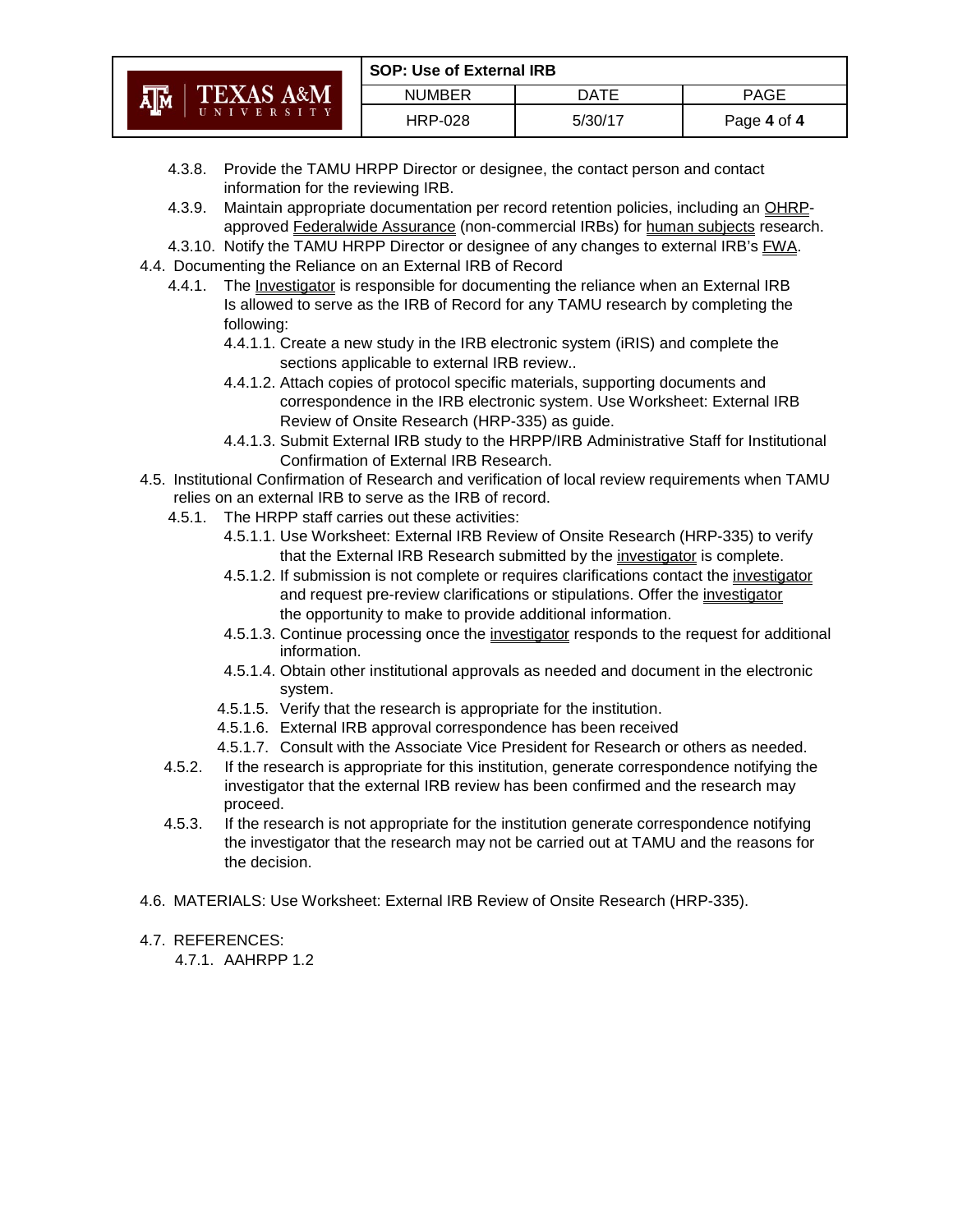4.3.8. Provide the TAMU HRPP Director or designee, the contact person and contact information for the reviewing IRB.

4.3.9. Maintain appropriate documentation per record retention policies, including an OHRP-approved Federalwide Assurance (non-commercial IRBs) for human subjects research.

4.3.10. Notify the TAMU HRPP Director or designee of any changes to external IRB's FWA.

4.4. Documenting the Reliance on an External IRB of Record

4.4.1. The Investigator is responsible for documenting the reliance when an External IRB Is allowed to serve as the IRB of Record for any TAMU research by completing the following:

4.4.1.1. Create a new study in the IRB electronic system (iRIS) and complete the sections applicable to external IRB review..

4.4.1.2. Attach copies of protocol specific materials, supporting documents and correspondence in the IRB electronic system. Use Worksheet: External IRB Review of Onsite Research (HRP-335) as guide.

4.4.1.3. Submit External IRB study to the HRPP/IRB Administrative Staff for Institutional Confirmation of External IRB Research.

4.5. Institutional Confirmation of Research and verification of local review requirements when TAMU relies on an external IRB to serve as the IRB of record.

4.5.1. The HRPP staff carries out these activities:

4.5.1.1. Use Worksheet: External IRB Review of Onsite Research (HRP-335) to verify that the External IRB Research submitted by the investigator is complete.

4.5.1.2. If submission is not complete or requires clarifications contact the investigator and request pre-review clarifications or stipulations. Offer the investigator the opportunity to make to provide additional information.

4.5.1.3. Continue processing once the investigator responds to the request for additional information.

4.5.1.4. Obtain other institutional approvals as needed and document in the electronic system.

4.5.1.5. Verify that the research is appropriate for the institution.

4.5.1.6. External IRB approval correspondence has been received

4.5.1.7. Consult with the Associate Vice President for Research or others as needed.

4.5.2. If the research is appropriate for this institution, generate correspondence notifying the investigator that the external IRB review has been confirmed and the research may proceed.

4.5.3. If the research is not appropriate for the institution generate correspondence notifying the investigator that the research may not be carried out at TAMU and the reasons for the decision.

4.6. MATERIALS: Use Worksheet: External IRB Review of Onsite Research (HRP-335).

4.7. REFERENCES:

4.7.1. AAHRPP 1.2